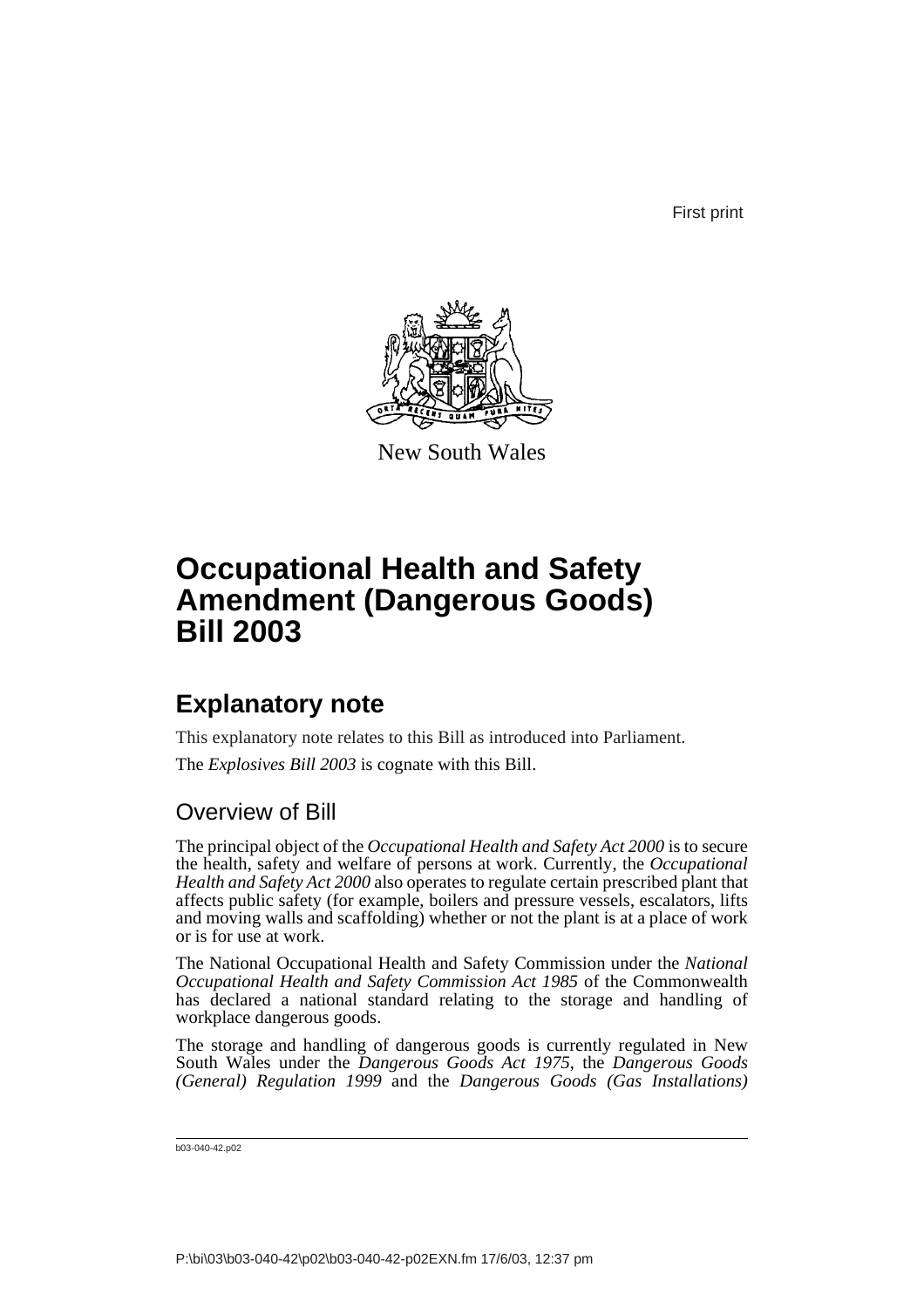First print

New South Wales

# Occupational Health and Safety Amendment (Dangerous Goods) Bill 2003

## Explanatory note

This explanatory note relates to this Bill as introduced into Parliament.

The *Explosives Bill 2003* is cognate with this Bill.

### Overview of Bill

The principal object of the *Occupational Health and Safety Act 2000* is to secure the health, safety and welfare of persons at work. Currently, the *Occupational Health and Safety Act 2000* also operates to regulate certain prescribed plant that affects public safety (for example, boilers and pressure vessels, escalators, lifts and moving walls and scaffolding) whether or not the plant is at a place of work or is for use at work.

The National Occupational Health and Safety Commission under the *National Occupational Health and Safety Commission Act 1985* of the Commonwealth has declared a national standard relating to the storage and handling of workplace dangerous goods.

The storage and handling of dangerous goods is currently regulated in New South Wales under the *Dangerous Goods Act 1975*, the *Dangerous Goods (General) Regulation 1999* and the *Dangerous Goods (Gas Installations)*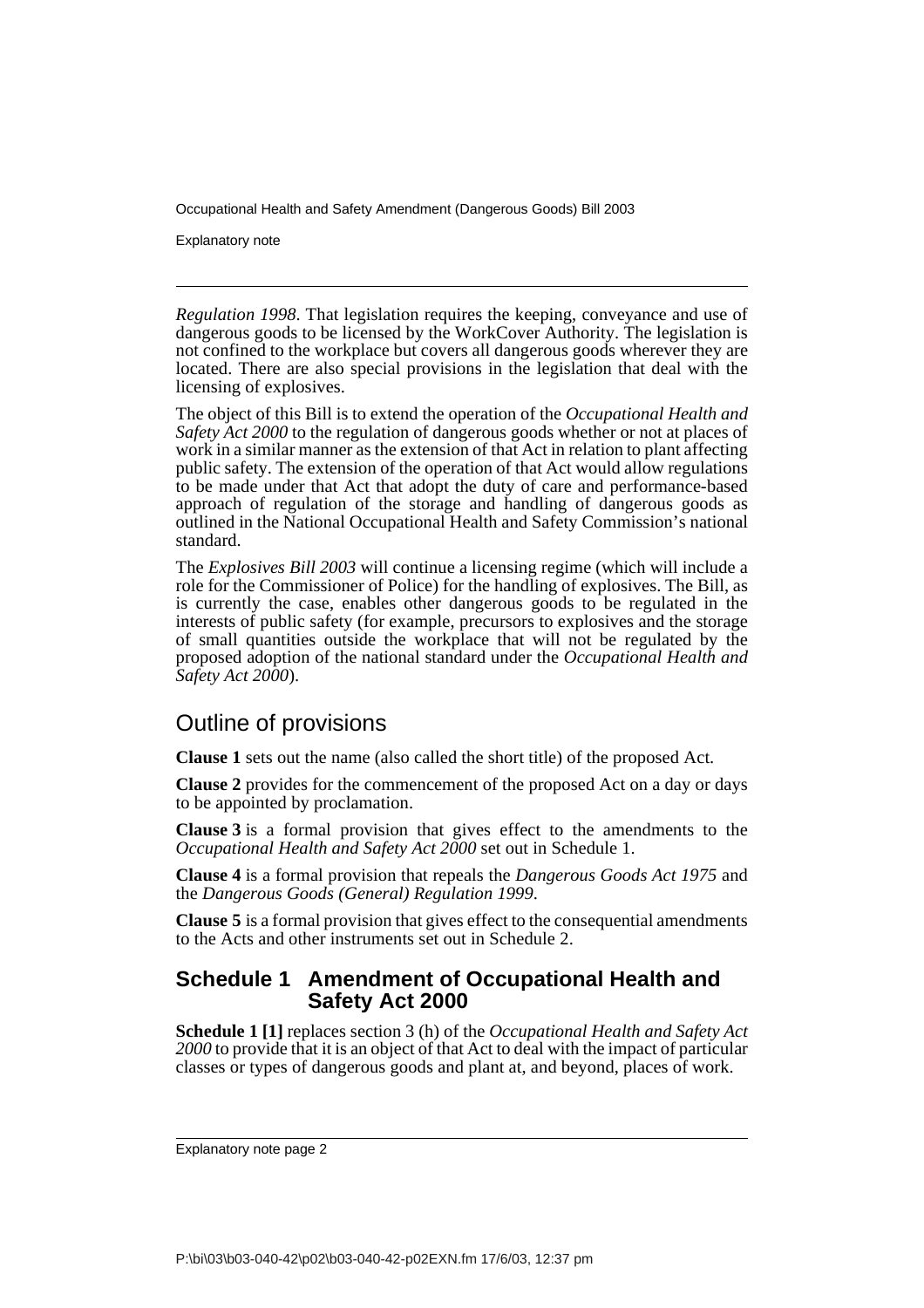*Regulation 1998*. That legislation requires the keeping, conveyance and use of dangerous goods to be licensed by the WorkCover Authority. The legislation is not confined to the workplace but covers all dangerous goods wherever they are located. There are also special provisions in the legislation that deal with the licensing of explosives.

The object of this Bill is to extend the operation of the *Occupational Health and Safety Act 2000* to the regulation of dangerous goods whether or not at places of work in a similar manner as the extension of that Act in relation to plant affecting public safety. The extension of the operation of that Act would allow regulations to be made under that Act that adopt the duty of care and performance-based approach of regulation of the storage and handling of dangerous goods as outlined in the National Occupational Health and Safety Commission's national standard.

The *Explosives Bill 2003* will continue a licensing regime (which will include a role for the Commissioner of Police) for the handling of explosives. The Bill, as is currently the case, enables other dangerous goods to be regulated in the interests of public safety (for example, precursors to explosives and the storage of small quantities outside the workplace that will not be regulated by the proposed adoption of the national standard under the *Occupational Health and Safety Act 2000*).

## Outline of provisions

**Clause 1** sets out the name (also called the short title) of the proposed Act.

**Clause 2** provides for the commencement of the proposed Act on a day or days to be appointed by proclamation.

**Clause 3** is a formal provision that gives effect to the amendments to the *Occupational Health and Safety Act 2000* set out in Schedule 1.

**Clause 4** is a formal provision that repeals the *Dangerous Goods Act 1975* and the *Dangerous Goods (General) Regulation 1999*.

**Clause 5** is a formal provision that gives effect to the consequential amendments to the Acts and other instruments set out in Schedule 2.

### Schedule 1 Amendment of Occupational Health and Safety Act 2000

**Schedule 1 [1]** replaces section 3 (h) of the *Occupational Health and Safety Act 2000* to provide that it is an object of that Act to deal with the impact of particular classes or types of dangerous goods and plant at, and beyond, places of work.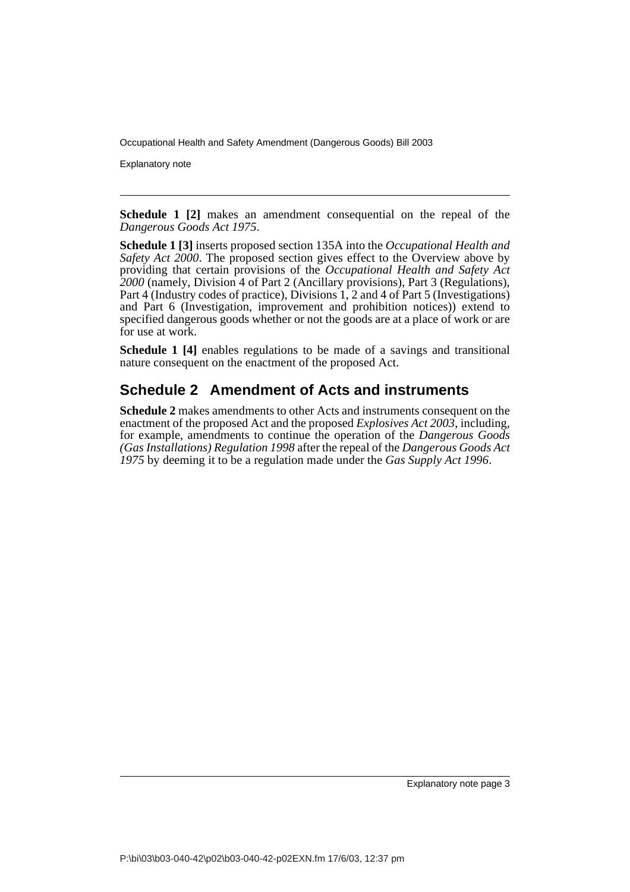**Schedule 1 [2]** makes an amendment consequential on the repeal of the *Dangerous Goods Act 1975*.

**Schedule 1 [3]** inserts proposed section 135A into the *Occupational Health and Safety Act 2000*. The proposed section gives effect to the Overview above by providing that certain provisions of the *Occupational Health and Safety Act 2000* (namely, Division 4 of Part 2 (Ancillary provisions), Part 3 (Regulations), Part 4 (Industry codes of practice), Divisions 1, 2 and 4 of Part 5 (Investigations) and Part 6 (Investigation, improvement and prohibition notices)) extend to specified dangerous goods whether or not the goods are at a place of work or are for use at work.

**Schedule 1 [4]** enables regulations to be made of a savings and transitional nature consequent on the enactment of the proposed Act.

## Schedule 2 Amendment of Acts and instruments

**Schedule 2** makes amendments to other Acts and instruments consequent on the enactment of the proposed Act and the proposed *Explosives Act 2003*, including, for example, amendments to continue the operation of the *Dangerous Goods (Gas Installations) Regulation 1998* after the repeal of the *Dangerous Goods Act 1975* by deeming it to be a regulation made under the *Gas Supply Act 1996*.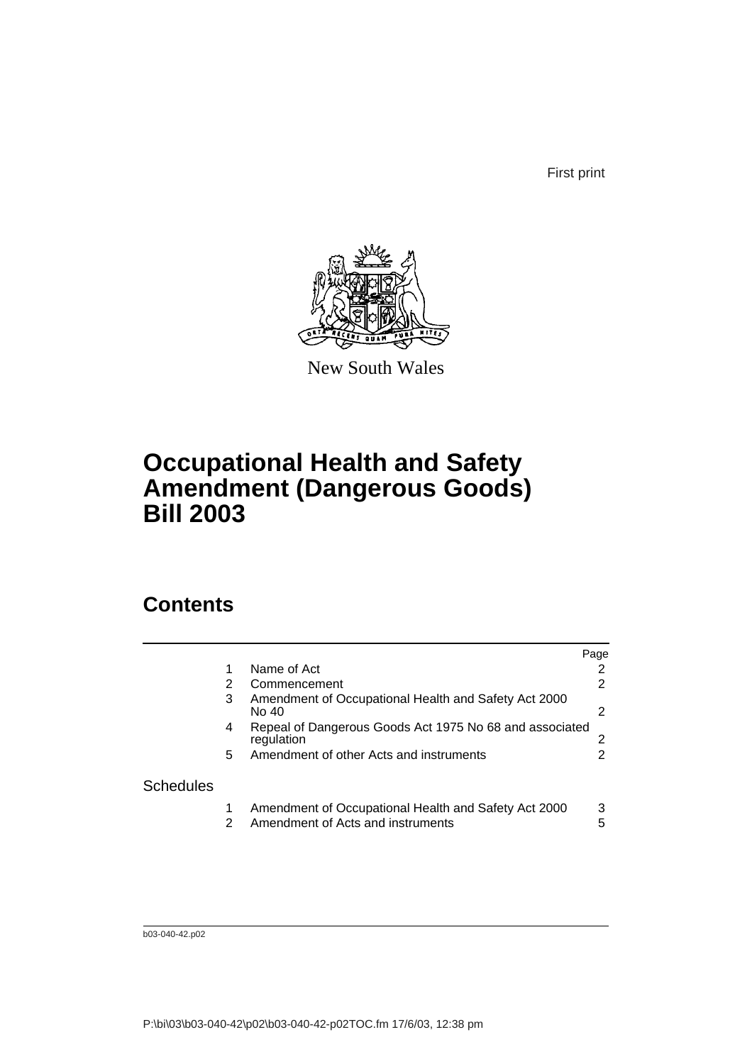First print

New South Wales

# Occupational Health and Safety Amendment (Dangerous Goods) Bill 2003

## Contents

| | | | Page |
|---|---|---|---|
| | 1 | Name of Act | 2 |
| | 2 | Commencement | 2 |
| | 3 | Amendment of Occupational Health and Safety Act 2000 No 40 | 2 |
| | 4 | Repeal of Dangerous Goods Act 1975 No 68 and associated regulation | 2 |
| | 5 | Amendment of other Acts and instruments | 2 |
| Schedules | | | |
| | 1 | Amendment of Occupational Health and Safety Act 2000 | 3 |
| | 2 | Amendment of Acts and instruments | 5 |

b03-040-42.p02

P:\bi\03\b03-040-42\p02\b03-040-42-p02TOC.fm 17/6/03, 12:38 pm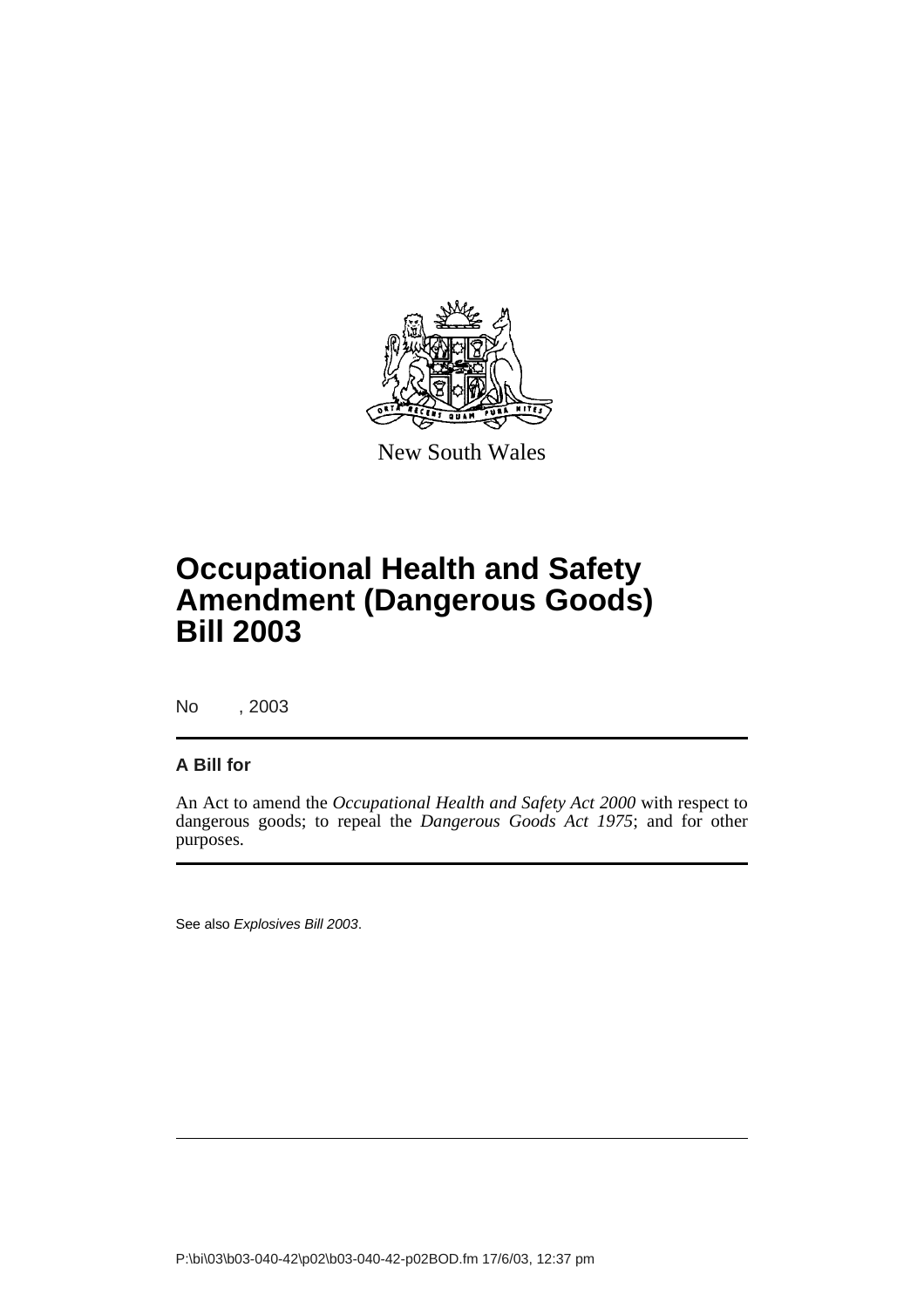New South Wales

# Occupational Health and Safety Amendment (Dangerous Goods) Bill 2003

No , 2003

**A Bill for**

An Act to amend the *Occupational Health and Safety Act 2000* with respect to dangerous goods; to repeal the *Dangerous Goods Act 1975*; and for other purposes.

See also *Explosives Bill 2003*.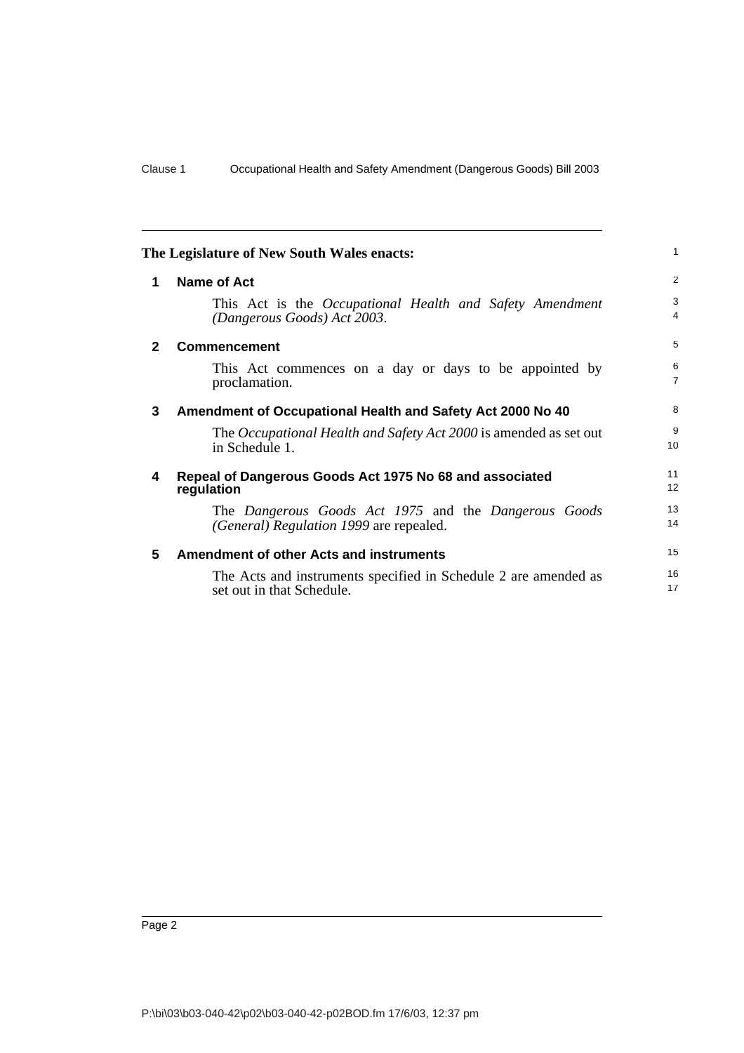**The Legislature of New South Wales enacts:**

## 1 Name of Act

This Act is the *Occupational Health and Safety Amendment (Dangerous Goods) Act 2003*.

## 2 Commencement

This Act commences on a day or days to be appointed by proclamation.

## 3 Amendment of Occupational Health and Safety Act 2000 No 40

The *Occupational Health and Safety Act 2000* is amended as set out in Schedule 1.

## 4 Repeal of Dangerous Goods Act 1975 No 68 and associated regulation

The *Dangerous Goods Act 1975* and the *Dangerous Goods (General) Regulation 1999* are repealed.

## 5 Amendment of other Acts and instruments

The Acts and instruments specified in Schedule 2 are amended as set out in that Schedule.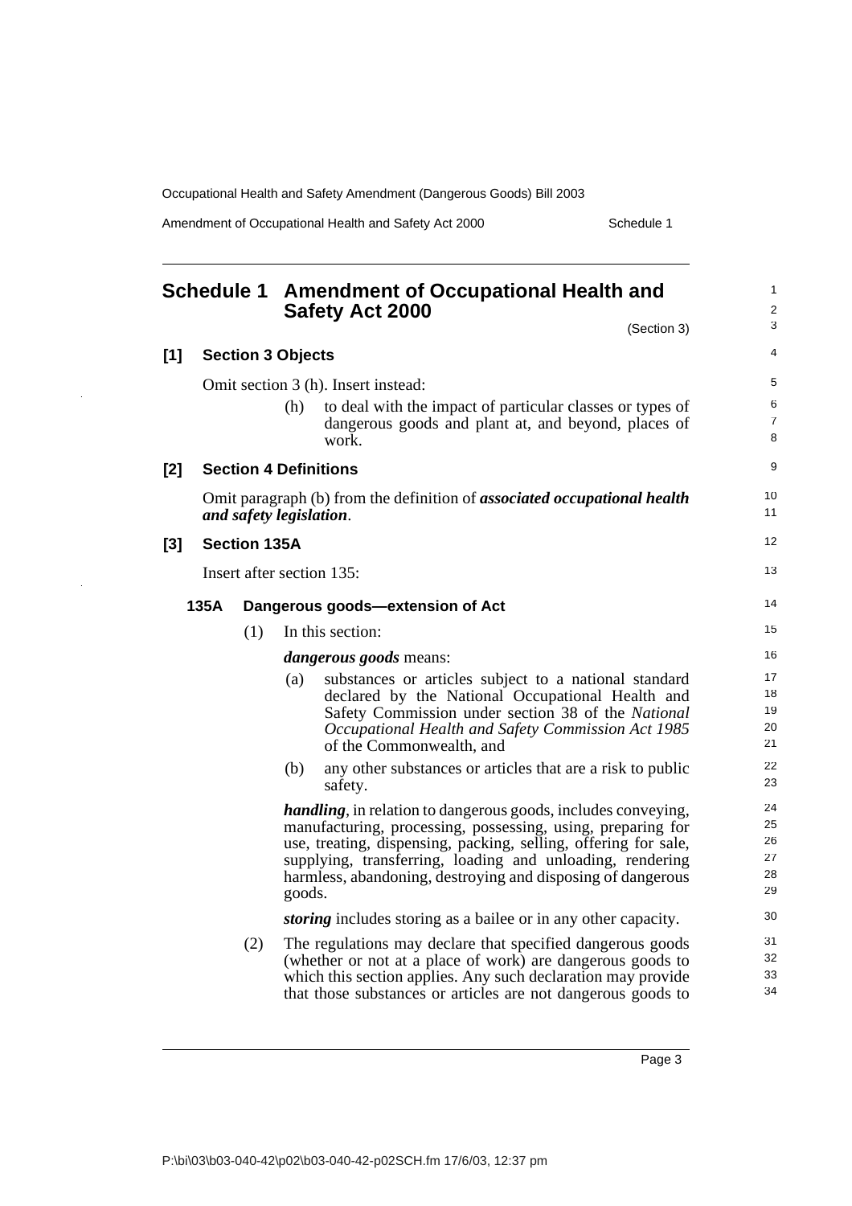## Schedule 1 Amendment of Occupational Health and Safety Act 2000

(Section 3)

### [1] Section 3 Objects

Omit section 3 (h). Insert instead:

(h) to deal with the impact of particular classes or types of dangerous goods and plant at, and beyond, places of work.

### [2] Section 4 Definitions

Omit paragraph (b) from the definition of ***associated occupational health and safety legislation***.

### [3] Section 135A

Insert after section 135:

#### 135A Dangerous goods—extension of Act

(1) In this section:

***dangerous goods*** means:

(a) substances or articles subject to a national standard declared by the National Occupational Health and Safety Commission under section 38 of the *National Occupational Health and Safety Commission Act 1985* of the Commonwealth, and

(b) any other substances or articles that are a risk to public safety.

***handling***, in relation to dangerous goods, includes conveying, manufacturing, processing, possessing, using, preparing for use, treating, dispensing, packing, selling, offering for sale, supplying, transferring, loading and unloading, rendering harmless, abandoning, destroying and disposing of dangerous goods.

***storing*** includes storing as a bailee or in any other capacity.

(2) The regulations may declare that specified dangerous goods (whether or not at a place of work) are dangerous goods to which this section applies. Any such declaration may provide that those substances or articles are not dangerous goods to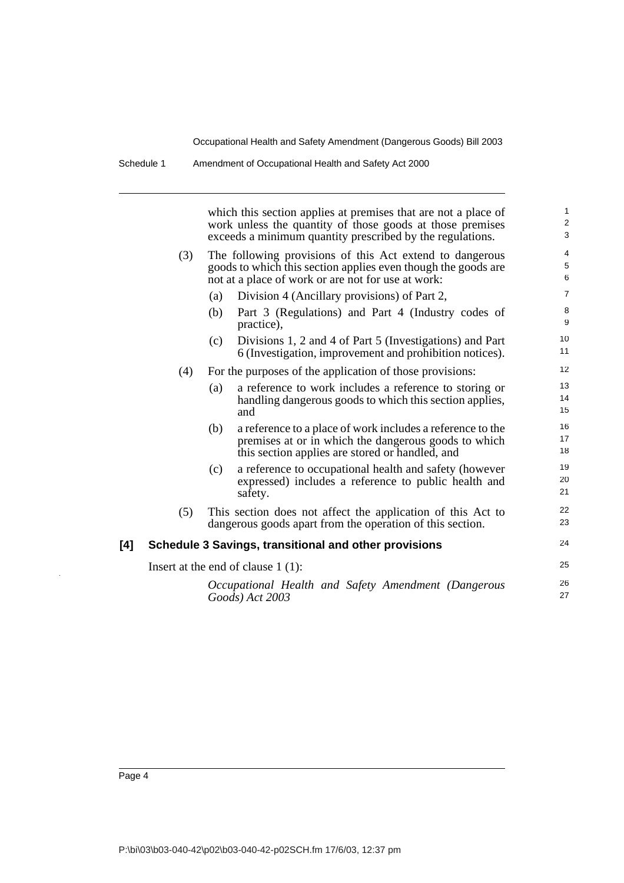which this section applies at premises that are not a place of work unless the quantity of those goods at those premises exceeds a minimum quantity prescribed by the regulations.

(3) The following provisions of this Act extend to dangerous goods to which this section applies even though the goods are not at a place of work or are not for use at work:

(a) Division 4 (Ancillary provisions) of Part 2,

(b) Part 3 (Regulations) and Part 4 (Industry codes of practice),

(c) Divisions 1, 2 and 4 of Part 5 (Investigations) and Part 6 (Investigation, improvement and prohibition notices).

(4) For the purposes of the application of those provisions:

(a) a reference to work includes a reference to storing or handling dangerous goods to which this section applies, and

(b) a reference to a place of work includes a reference to the premises at or in which the dangerous goods to which this section applies are stored or handled, and

(c) a reference to occupational health and safety (however expressed) includes a reference to public health and safety.

(5) This section does not affect the application of this Act to dangerous goods apart from the operation of this section.

### [4] Schedule 3 Savings, transitional and other provisions

Insert at the end of clause 1 (1):

*Occupational Health and Safety Amendment (Dangerous Goods) Act 2003*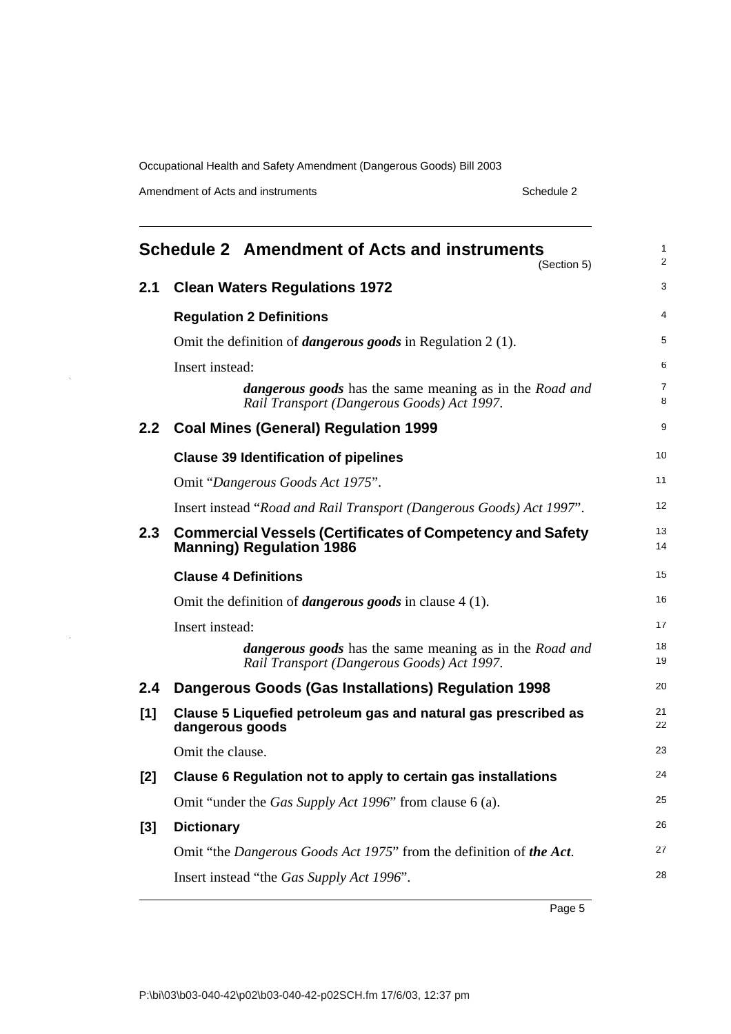# Schedule 2 Amendment of Acts and instruments

(Section 5)

## 2.1 Clean Waters Regulations 1972

### Regulation 2 Definitions

Omit the definition of ***dangerous goods*** in Regulation 2 (1).

Insert instead:

> ***dangerous goods*** has the same meaning as in the *Road and Rail Transport (Dangerous Goods) Act 1997*.

## 2.2 Coal Mines (General) Regulation 1999

### Clause 39 Identification of pipelines

Omit "*Dangerous Goods Act 1975*".

Insert instead "*Road and Rail Transport (Dangerous Goods) Act 1997*".

## 2.3 Commercial Vessels (Certificates of Competency and Safety Manning) Regulation 1986

### Clause 4 Definitions

Omit the definition of ***dangerous goods*** in clause 4 (1).

Insert instead:

> ***dangerous goods*** has the same meaning as in the *Road and Rail Transport (Dangerous Goods) Act 1997*.

## 2.4 Dangerous Goods (Gas Installations) Regulation 1998

### [1] Clause 5 Liquefied petroleum gas and natural gas prescribed as dangerous goods

Omit the clause.

### [2] Clause 6 Regulation not to apply to certain gas installations

Omit "under the *Gas Supply Act 1996*" from clause 6 (a).

### [3] Dictionary

Omit "the *Dangerous Goods Act 1975*" from the definition of ***the Act***.

Insert instead "the *Gas Supply Act 1996*".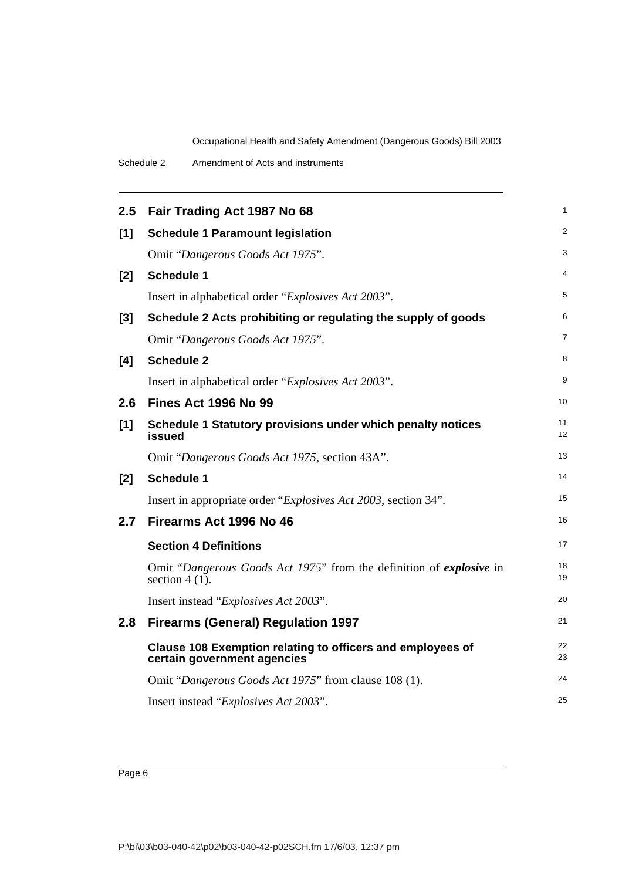## 2.5 Fair Trading Act 1987 No 68

**[1] Schedule 1 Paramount legislation**

Omit "*Dangerous Goods Act 1975*".

**[2] Schedule 1**

Insert in alphabetical order "*Explosives Act 2003*".

**[3] Schedule 2 Acts prohibiting or regulating the supply of goods**

Omit "*Dangerous Goods Act 1975*".

**[4] Schedule 2**

Insert in alphabetical order "*Explosives Act 2003*".

## 2.6 Fines Act 1996 No 99

**[1] Schedule 1 Statutory provisions under which penalty notices issued**

Omit "*Dangerous Goods Act 1975*, section 43A".

**[2] Schedule 1**

Insert in appropriate order "*Explosives Act 2003*, section 34".

## 2.7 Firearms Act 1996 No 46

**Section 4 Definitions**

Omit "*Dangerous Goods Act 1975*" from the definition of ***explosive*** in section 4 (1).

Insert instead "*Explosives Act 2003*".

## 2.8 Firearms (General) Regulation 1997

**Clause 108 Exemption relating to officers and employees of certain government agencies**

Omit "*Dangerous Goods Act 1975*" from clause 108 (1).

Insert instead "*Explosives Act 2003*".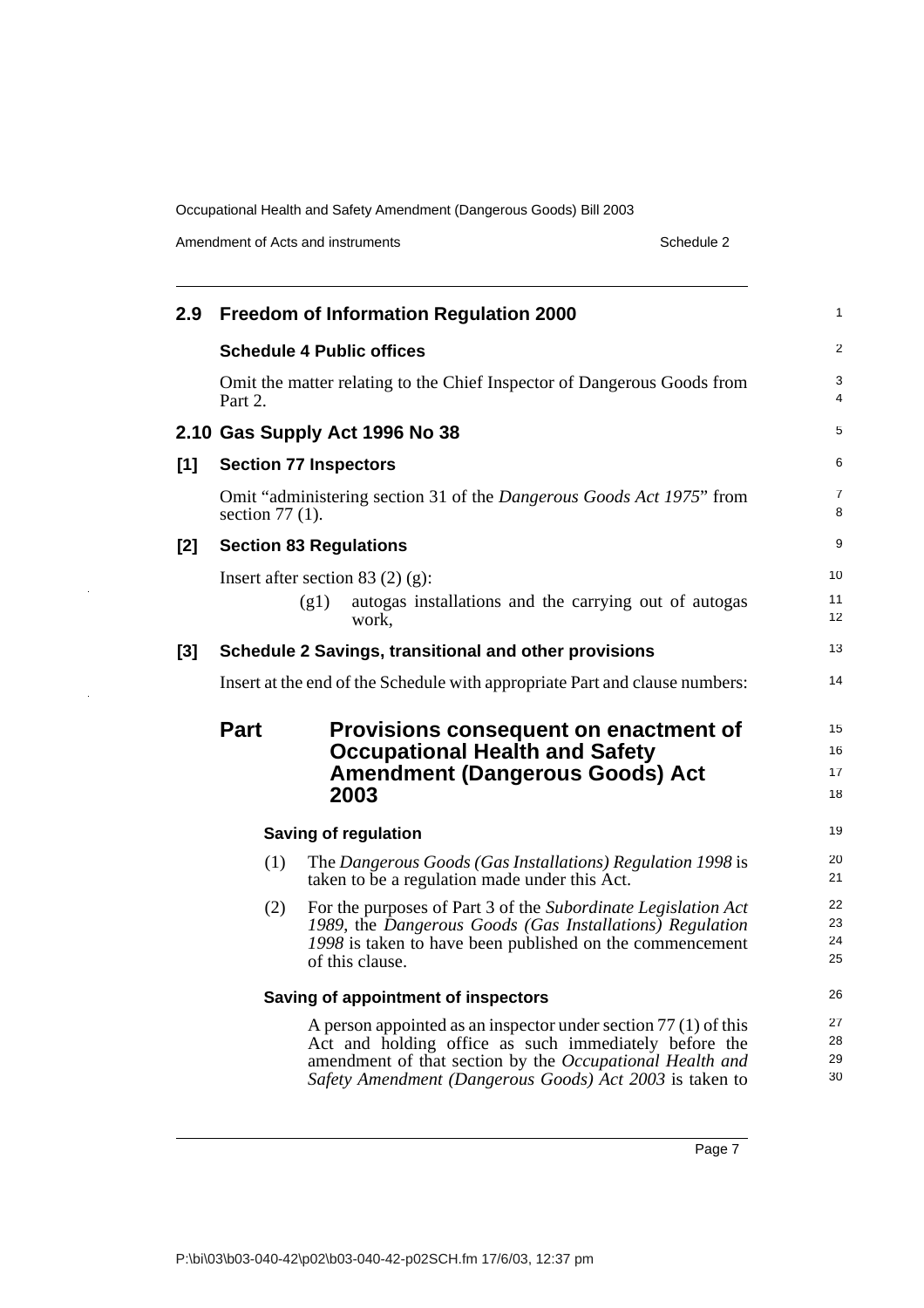## 2.9 Freedom of Information Regulation 2000

**Schedule 4 Public offices**

Omit the matter relating to the Chief Inspector of Dangerous Goods from Part 2.

## 2.10 Gas Supply Act 1996 No 38

**[1] Section 77 Inspectors**

Omit "administering section 31 of the *Dangerous Goods Act 1975*" from section 77 (1).

**[2] Section 83 Regulations**

Insert after section 83 (2) (g):

> (g1) autogas installations and the carrying out of autogas work,

**[3] Schedule 2 Savings, transitional and other provisions**

Insert at the end of the Schedule with appropriate Part and clause numbers:

### Part Provisions consequent on enactment of Occupational Health and Safety Amendment (Dangerous Goods) Act 2003

**Saving of regulation**

(1) The *Dangerous Goods (Gas Installations) Regulation 1998* is taken to be a regulation made under this Act.

(2) For the purposes of Part 3 of the *Subordinate Legislation Act 1989*, the *Dangerous Goods (Gas Installations) Regulation 1998* is taken to have been published on the commencement of this clause.

**Saving of appointment of inspectors**

A person appointed as an inspector under section 77 (1) of this Act and holding office as such immediately before the amendment of that section by the *Occupational Health and Safety Amendment (Dangerous Goods) Act 2003* is taken to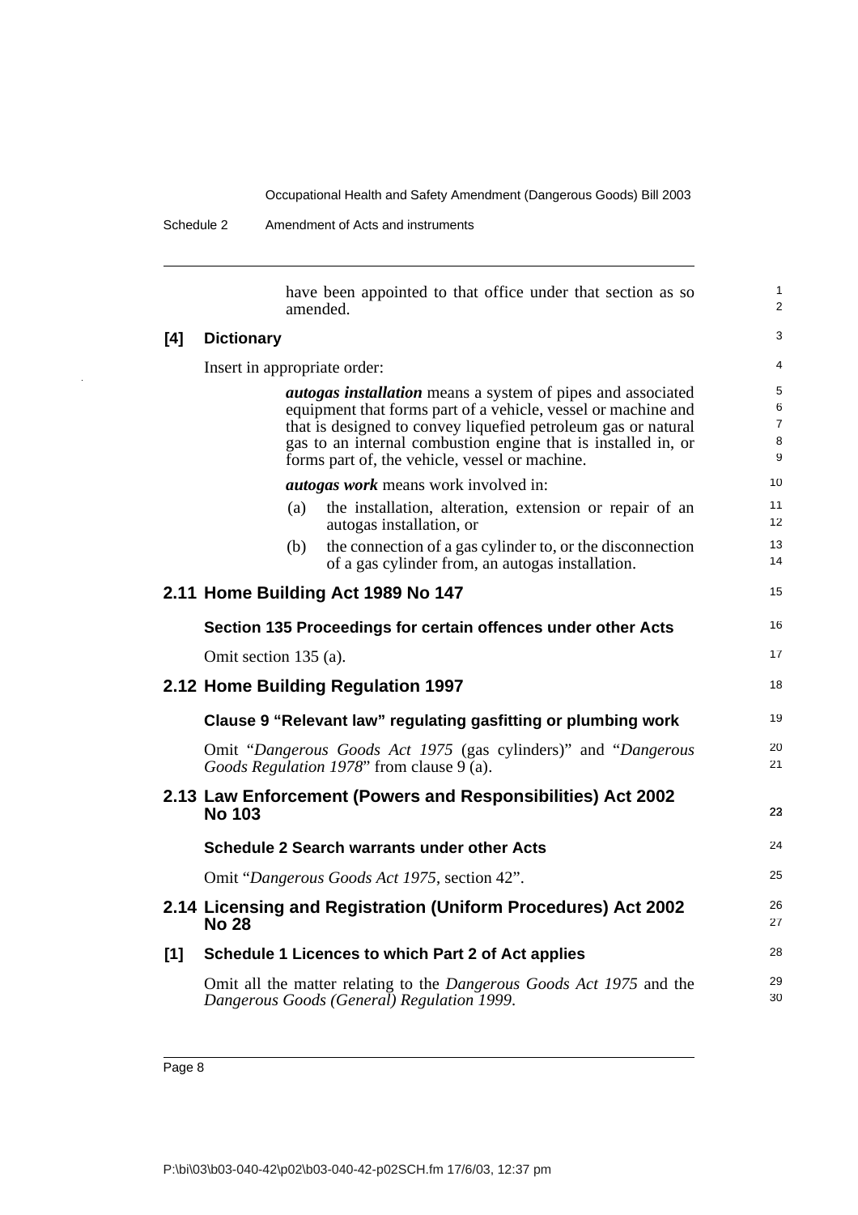have been appointed to that office under that section as so amended.

**[4] Dictionary**

Insert in appropriate order:

> ***autogas installation*** means a system of pipes and associated equipment that forms part of a vehicle, vessel or machine and that is designed to convey liquefied petroleum gas or natural gas to an internal combustion engine that is installed in, or forms part of, the vehicle, vessel or machine.
>
> ***autogas work*** means work involved in:
>
> (a) the installation, alteration, extension or repair of an autogas installation, or
>
> (b) the connection of a gas cylinder to, or the disconnection of a gas cylinder from, an autogas installation.

## 2.11 Home Building Act 1989 No 147

### Section 135 Proceedings for certain offences under other Acts

Omit section 135 (a).

## 2.12 Home Building Regulation 1997

### Clause 9 "Relevant law" regulating gasfitting or plumbing work

Omit "*Dangerous Goods Act 1975* (gas cylinders)" and "*Dangerous Goods Regulation 1978*" from clause 9 (a).

## 2.13 Law Enforcement (Powers and Responsibilities) Act 2002 No 103

### Schedule 2 Search warrants under other Acts

Omit "*Dangerous Goods Act 1975*, section 42".

## 2.14 Licensing and Registration (Uniform Procedures) Act 2002 No 28

**[1] Schedule 1 Licences to which Part 2 of Act applies**

Omit all the matter relating to the *Dangerous Goods Act 1975* and the *Dangerous Goods (General) Regulation 1999*.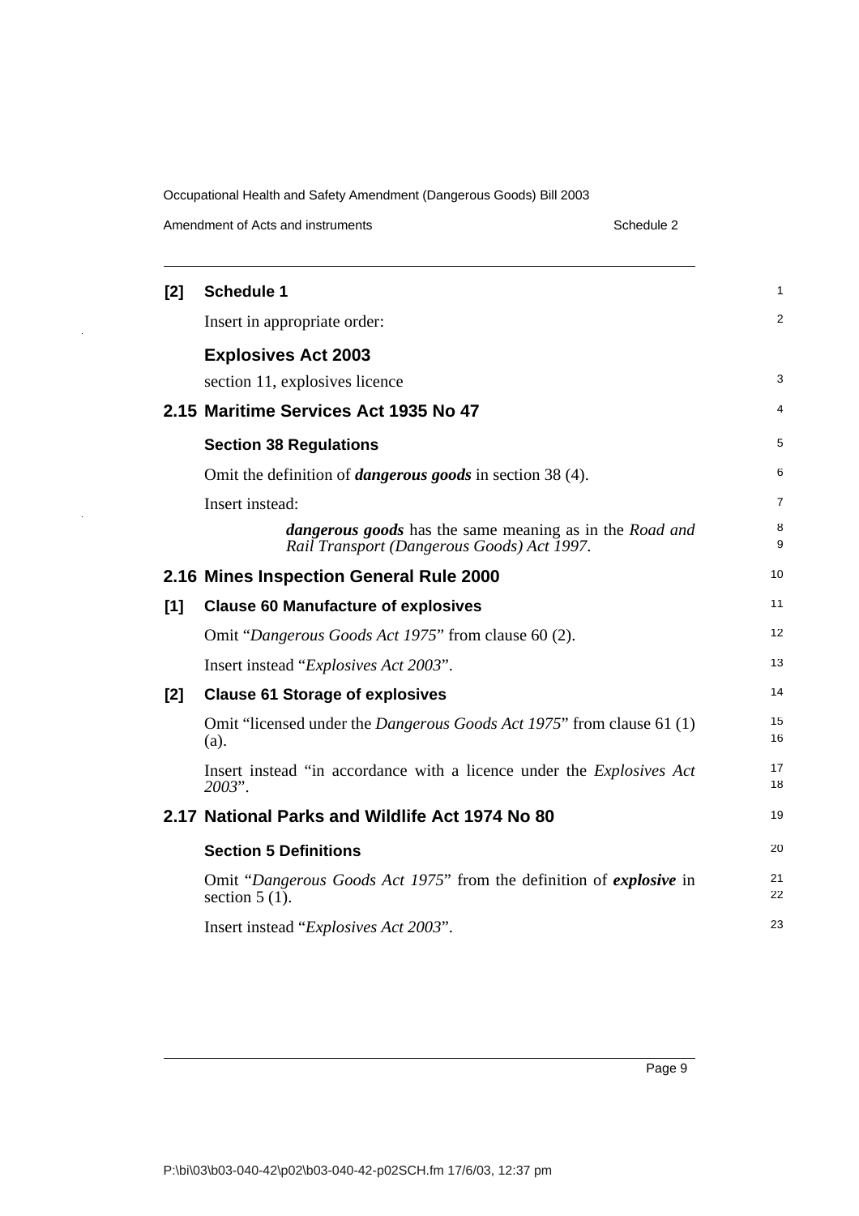**[2] Schedule 1**

Insert in appropriate order:

**Explosives Act 2003**

section 11, explosives licence

## 2.15 Maritime Services Act 1935 No 47

### Section 38 Regulations

Omit the definition of ***dangerous goods*** in section 38 (4).

Insert instead:

> ***dangerous goods*** has the same meaning as in the *Road and Rail Transport (Dangerous Goods) Act 1997*.

## 2.16 Mines Inspection General Rule 2000

### [1] Clause 60 Manufacture of explosives

Omit "*Dangerous Goods Act 1975*" from clause 60 (2).

Insert instead "*Explosives Act 2003*".

### [2] Clause 61 Storage of explosives

Omit "licensed under the *Dangerous Goods Act 1975*" from clause 61 (1) (a).

Insert instead "in accordance with a licence under the *Explosives Act 2003*".

## 2.17 National Parks and Wildlife Act 1974 No 80

### Section 5 Definitions

Omit "*Dangerous Goods Act 1975*" from the definition of ***explosive*** in section 5 (1).

Insert instead "*Explosives Act 2003*".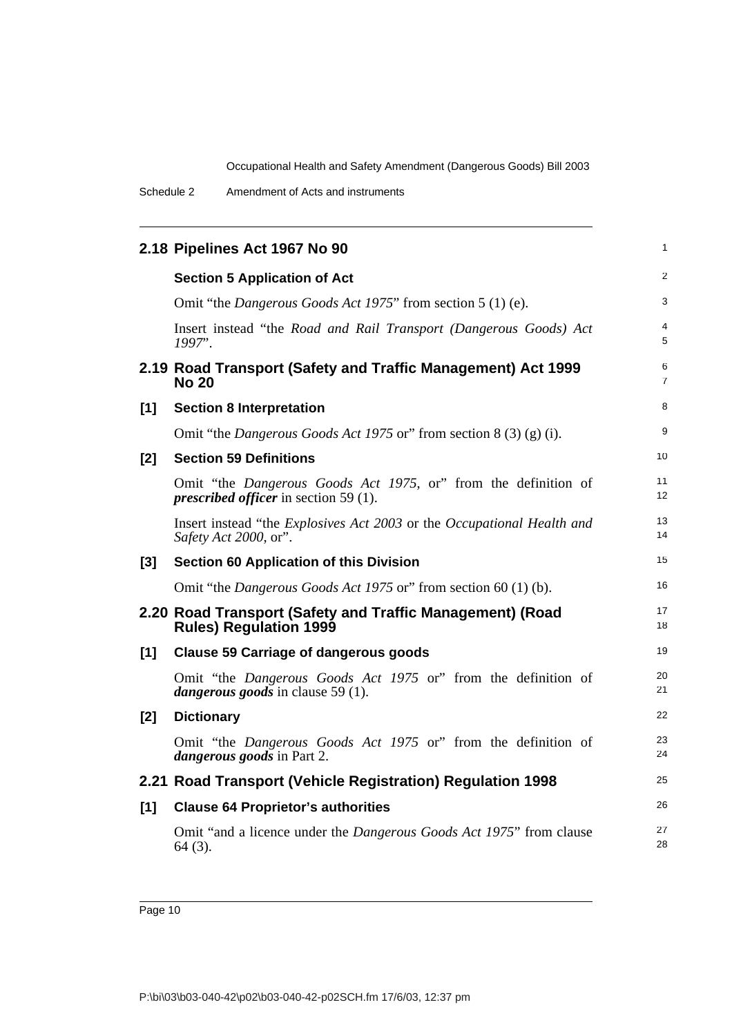## 2.18 Pipelines Act 1967 No 90

### Section 5 Application of Act

Omit "the *Dangerous Goods Act 1975*" from section 5 (1) (e).

Insert instead "the *Road and Rail Transport (Dangerous Goods) Act 1997*".

## 2.19 Road Transport (Safety and Traffic Management) Act 1999 No 20

### [1] Section 8 Interpretation

Omit "the *Dangerous Goods Act 1975* or" from section 8 (3) (g) (i).

### [2] Section 59 Definitions

Omit "the *Dangerous Goods Act 1975*, or" from the definition of ***prescribed officer*** in section 59 (1).

Insert instead "the *Explosives Act 2003* or the *Occupational Health and Safety Act 2000*, or".

### [3] Section 60 Application of this Division

Omit "the *Dangerous Goods Act 1975* or" from section 60 (1) (b).

## 2.20 Road Transport (Safety and Traffic Management) (Road Rules) Regulation 1999

### [1] Clause 59 Carriage of dangerous goods

Omit "the *Dangerous Goods Act 1975* or" from the definition of ***dangerous goods*** in clause 59 (1).

### [2] Dictionary

Omit "the *Dangerous Goods Act 1975* or" from the definition of ***dangerous goods*** in Part 2.

## 2.21 Road Transport (Vehicle Registration) Regulation 1998

### [1] Clause 64 Proprietor's authorities

Omit "and a licence under the *Dangerous Goods Act 1975*" from clause 64 (3).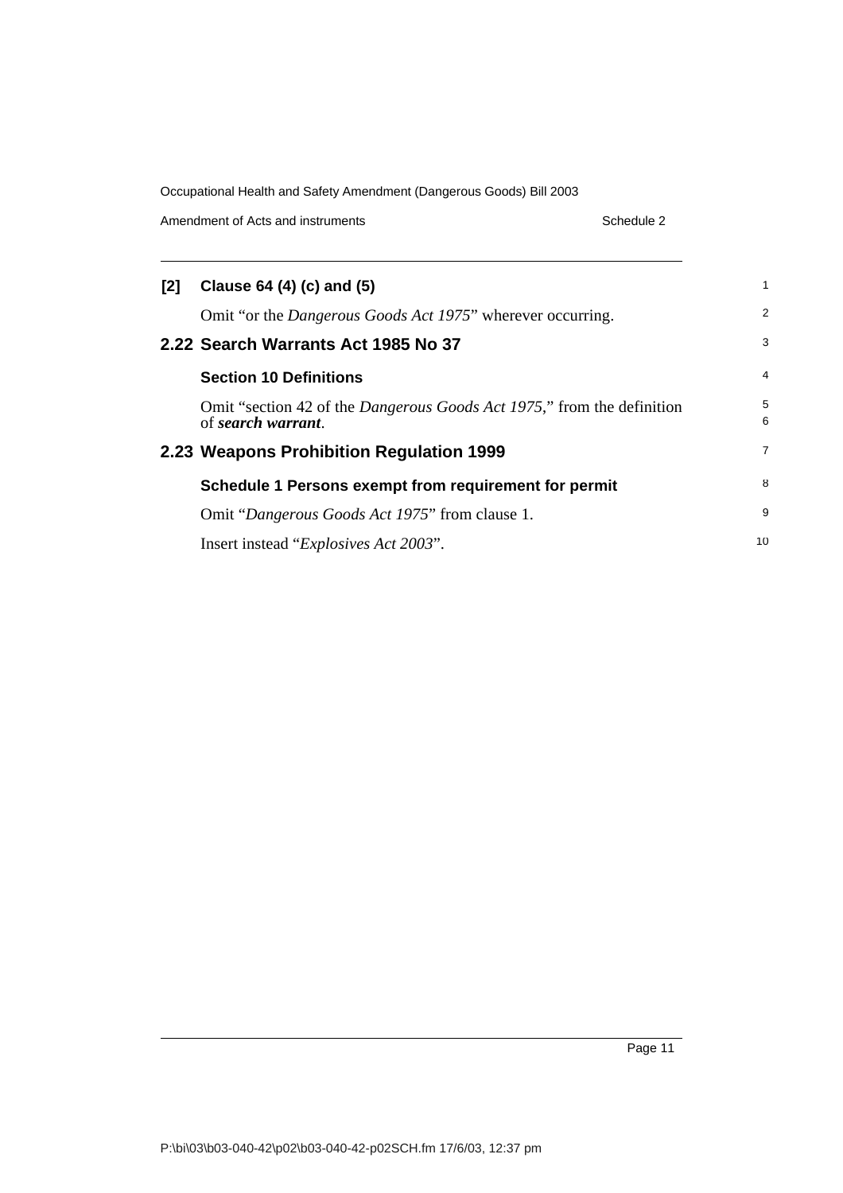### [2] Clause 64 (4) (c) and (5)

Omit "or the *Dangerous Goods Act 1975*" wherever occurring.

## 2.22 Search Warrants Act 1985 No 37

### Section 10 Definitions

Omit "section 42 of the *Dangerous Goods Act 1975*," from the definition of ***search warrant***.

## 2.23 Weapons Prohibition Regulation 1999

### Schedule 1 Persons exempt from requirement for permit

Omit "*Dangerous Goods Act 1975*" from clause 1.

Insert instead "*Explosives Act 2003*".